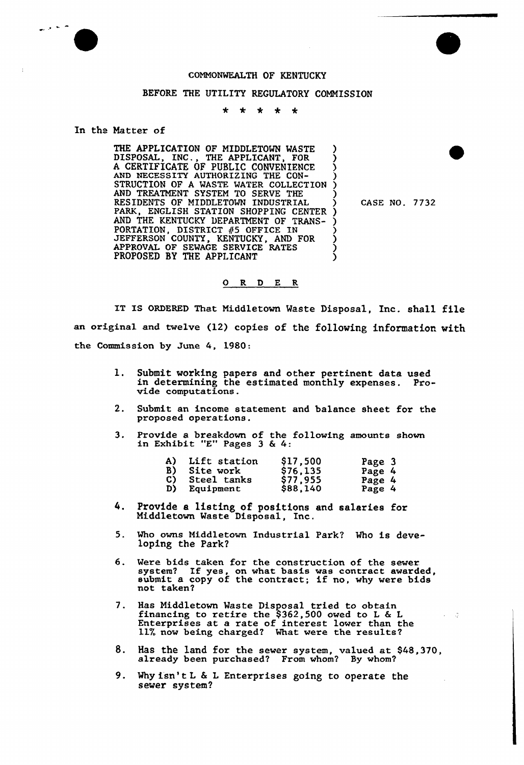COMMONWEALTH OF KENTUCKY

BEFORE THE UTILITY REGULATORY COMMISSION

\* \* \* \* \*

In the Matter of

| | |
|---|---|
| THE APPLICATION OF MIDDLETOWN WASTE DISPOSAL, INC., THE APPLICANT, FOR A CERTIFICATE OF PUBLIC CONVENIENCE AND NECESSITY AUTHORIZING THE CONSTRUCTION OF A WASTE WATER COLLECTION AND TREATMENT SYSTEM TO SERVE THE RESIDENTS OF MIDDLETOWN INDUSTRIAL PARK, ENGLISH STATION SHOPPING CENTER AND THE KENTUCKY DEPARTMENT OF TRANSPORTATION, DISTRICT #5 OFFICE IN JEFFERSON COUNTY, KENTUCKY, AND FOR APPROVAL OF SEWAGE SERVICE RATES PROPOSED BY THE APPLICANT | CASE NO. 7732 |

## O R D E R

IT IS ORDERED That Middletown Waste Disposal, Inc. shall file an original and twelve (12) copies of the following information with the Commission by June 4, 1980:

1. Submit working papers and other pertinent data used in determining the estimated monthly expenses. Provide computations.

2. Submit an income statement and balance sheet for the proposed operations.

3. Provide a breakdown of the following amounts shown in Exhibit "E" Pages 3 & 4:

| | | | |
|---|---|---|---|
| A) | Lift station | $17,500 | Page 3 |
| B) | Site work | $76,135 | Page 4 |
| C) | Steel tanks | $77,955 | Page 4 |
| D) | Equipment | $88,140 | Page 4 |

4. Provide a listing of positions and salaries for Middletown Waste Disposal, Inc.

5. Who owns Middletown Industrial Park? Who is developing the Park?

6. Were bids taken for the construction of the sewer system? If yes, on what basis was contract awarded, submit a copy of the contract; if no, why were bids not taken?

7. Has Middletown Waste Disposal tried to obtain financing to retire the $362,500 owed to L & L Enterprises at a rate of interest lower than the 11% now being charged? What were the results?

8. Has the land for the sewer system, valued at $48,370, already been purchased? From whom? By whom?

9. Why isn't L & L Enterprises going to operate the sewer system?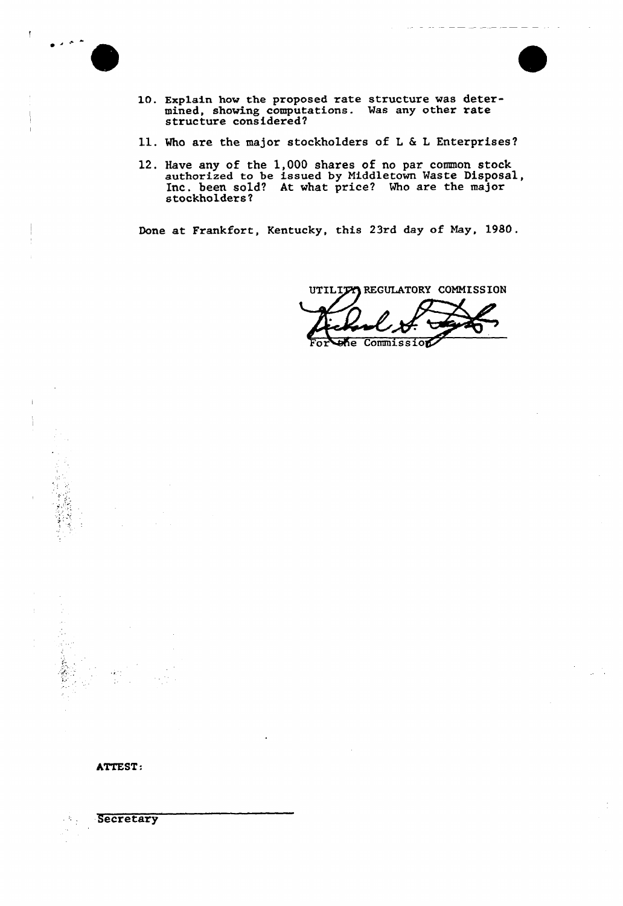10. Explain how the proposed rate structure was determined, showing computations. Was any other rate structure considered?

11. Who are the major stockholders of L & L Enterprises?

12. Have any of the 1,000 shares of no par common stock authorized to be issued by Middletown Waste Disposal, Inc. been sold? At what price? Who are the major stockholders?

Done at Frankfort, Kentucky, this 23rd day of May, 1980.

UTILITY REGULATORY COMMISSION

For the Commission

ATTEST:

Secretary